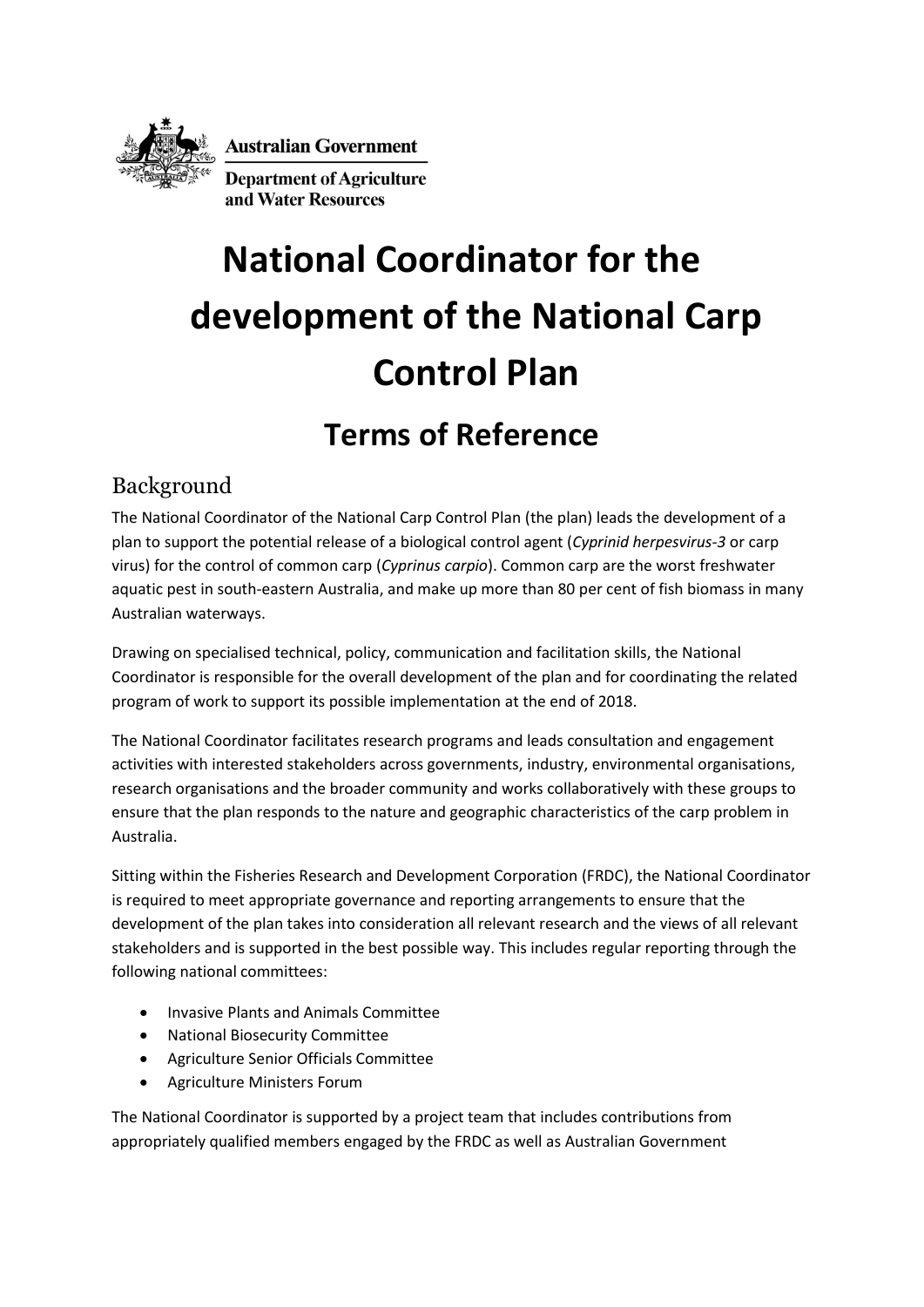Australian Government

Department of Agriculture and Water Resources

# National Coordinator for the development of the National Carp Control Plan

## Terms of Reference

### Background

The National Coordinator of the National Carp Control Plan (the plan) leads the development of a plan to support the potential release of a biological control agent (*Cyprinid herpesvirus-3* or carp virus) for the control of common carp (*Cyprinus carpio*). Common carp are the worst freshwater aquatic pest in south-eastern Australia, and make up more than 80 per cent of fish biomass in many Australian waterways.

Drawing on specialised technical, policy, communication and facilitation skills, the National Coordinator is responsible for the overall development of the plan and for coordinating the related program of work to support its possible implementation at the end of 2018.

The National Coordinator facilitates research programs and leads consultation and engagement activities with interested stakeholders across governments, industry, environmental organisations, research organisations and the broader community and works collaboratively with these groups to ensure that the plan responds to the nature and geographic characteristics of the carp problem in Australia.

Sitting within the Fisheries Research and Development Corporation (FRDC), the National Coordinator is required to meet appropriate governance and reporting arrangements to ensure that the development of the plan takes into consideration all relevant research and the views of all relevant stakeholders and is supported in the best possible way. This includes regular reporting through the following national committees:

- Invasive Plants and Animals Committee
- National Biosecurity Committee
- Agriculture Senior Officials Committee
- Agriculture Ministers Forum

The National Coordinator is supported by a project team that includes contributions from appropriately qualified members engaged by the FRDC as well as Australian Government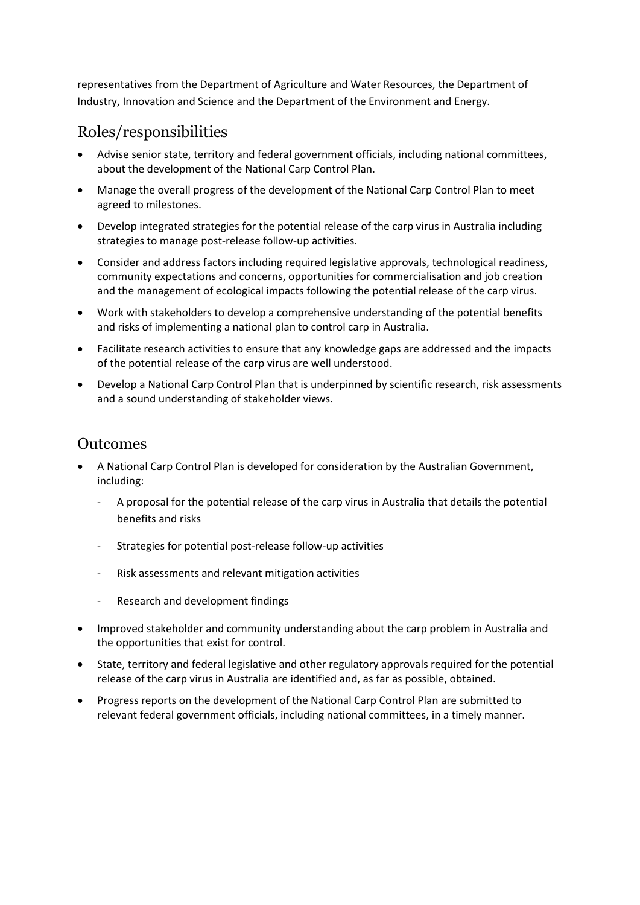representatives from the Department of Agriculture and Water Resources, the Department of Industry, Innovation and Science and the Department of the Environment and Energy.

## Roles/responsibilities

- Advise senior state, territory and federal government officials, including national committees, about the development of the National Carp Control Plan.
- Manage the overall progress of the development of the National Carp Control Plan to meet agreed to milestones.
- Develop integrated strategies for the potential release of the carp virus in Australia including strategies to manage post-release follow-up activities.
- Consider and address factors including required legislative approvals, technological readiness, community expectations and concerns, opportunities for commercialisation and job creation and the management of ecological impacts following the potential release of the carp virus.
- Work with stakeholders to develop a comprehensive understanding of the potential benefits and risks of implementing a national plan to control carp in Australia.
- Facilitate research activities to ensure that any knowledge gaps are addressed and the impacts of the potential release of the carp virus are well understood.
- Develop a National Carp Control Plan that is underpinned by scientific research, risk assessments and a sound understanding of stakeholder views.

## Outcomes

- A National Carp Control Plan is developed for consideration by the Australian Government, including:
  - A proposal for the potential release of the carp virus in Australia that details the potential benefits and risks
  - Strategies for potential post-release follow-up activities
  - Risk assessments and relevant mitigation activities
  - Research and development findings
- Improved stakeholder and community understanding about the carp problem in Australia and the opportunities that exist for control.
- State, territory and federal legislative and other regulatory approvals required for the potential release of the carp virus in Australia are identified and, as far as possible, obtained.
- Progress reports on the development of the National Carp Control Plan are submitted to relevant federal government officials, including national committees, in a timely manner.